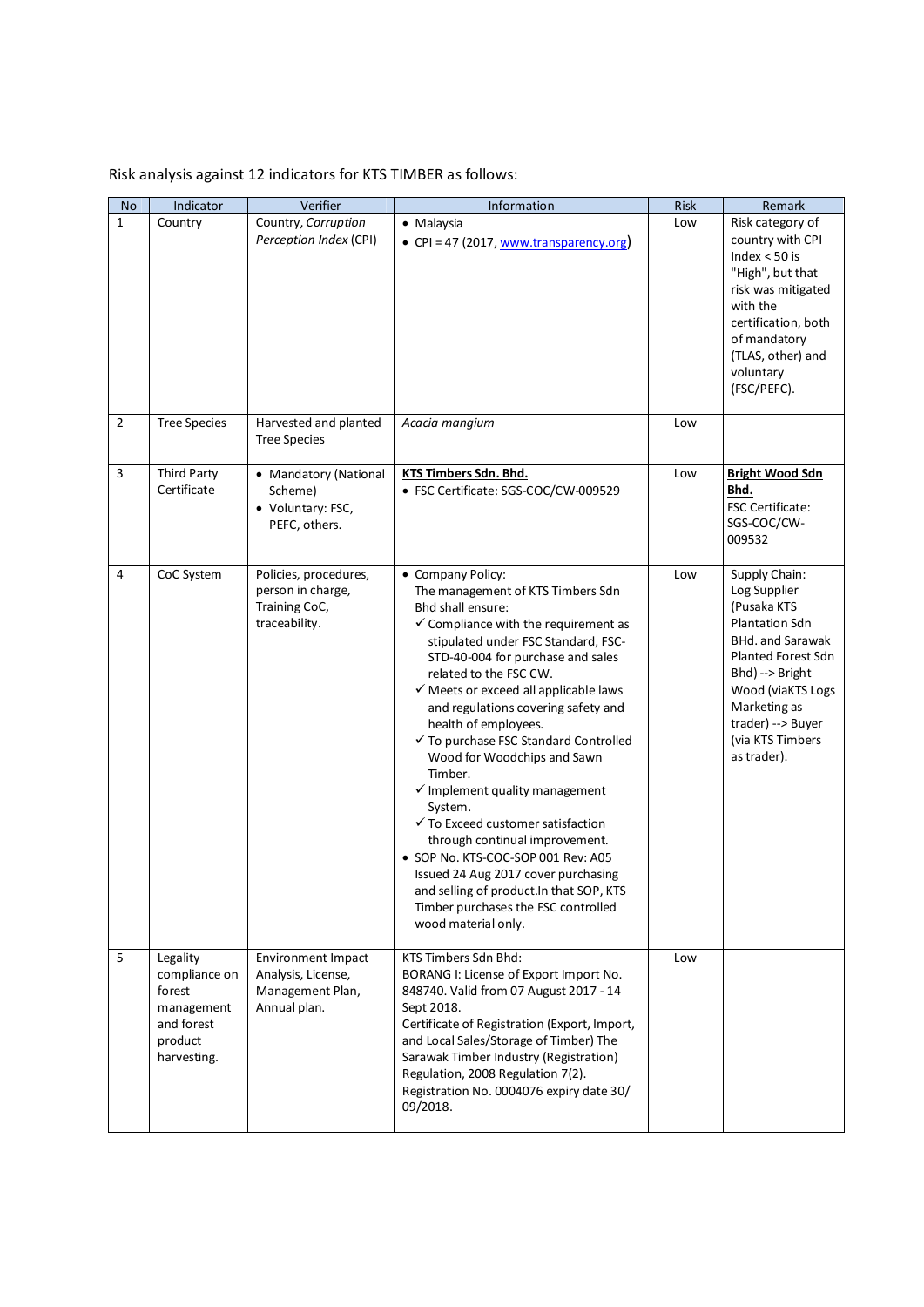Risk analysis against 12 indicators for KTS TIMBER as follows:

| No | Indicator | Verifier | Information | Risk | Remark |
|---|---|---|---|---|---|
| 1 | Country | Country, *Corruption Perception Index* (CPI) | • Malaysia<br>• CPI = 47 (2017, www.transparency.org) | Low | Risk category of country with CPI Index < 50 is "High", but that risk was mitigated with the certification, both of mandatory (TLAS, other) and voluntary (FSC/PEFC). |
| 2 | Tree Species | Harvested and planted Tree Species | *Acacia mangium* | Low | |
| 3 | Third Party Certificate | • Mandatory (National Scheme)<br>• Voluntary: FSC, PEFC, others. | **KTS Timbers Sdn. Bhd.**<br>• FSC Certificate: SGS-COC/CW-009529 | Low | **Bright Wood Sdn Bhd.**<br>FSC Certificate: SGS-COC/CW-009532 |
| 4 | CoC System | Policies, procedures, person in charge, Training CoC, traceability. | • Company Policy:<br>The management of KTS Timbers Sdn Bhd shall ensure:<br>✓ Compliance with the requirement as stipulated under FSC Standard, FSC-STD-40-004 for purchase and sales related to the FSC CW.<br>✓ Meets or exceed all applicable laws and regulations covering safety and health of employees.<br>✓ To purchase FSC Standard Controlled Wood for Woodchips and Sawn Timber.<br>✓ Implement quality management System.<br>✓ To Exceed customer satisfaction through continual improvement.<br>• SOP No. KTS-COC-SOP 001 Rev: A05 Issued 24 Aug 2017 cover purchasing and selling of product.In that SOP, KTS Timber purchases the FSC controlled wood material only. | Low | Supply Chain: Log Supplier (Pusaka KTS Plantation Sdn BHd. and Sarawak Planted Forest Sdn Bhd) --> Bright Wood (viaKTS Logs Marketing as trader) --> Buyer (via KTS Timbers as trader). |
| 5 | Legality compliance on forest management and forest product harvesting. | Environment Impact Analysis, License, Management Plan, Annual plan. | KTS Timbers Sdn Bhd:<br>BORANG I: License of Export Import No. 848740. Valid from 07 August 2017 - 14 Sept 2018.<br>Certificate of Registration (Export, Import, and Local Sales/Storage of Timber) The Sarawak Timber Industry (Registration) Regulation, 2008 Regulation 7(2).<br>Registration No. 0004076 expiry date 30/ 09/2018. | Low | |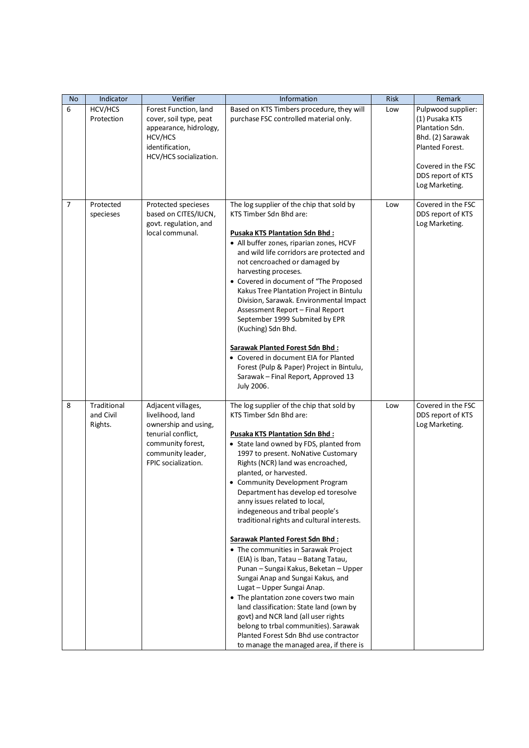| No | Indicator | Verifier | Information | Risk | Remark |
|---|---|---|---|---|---|
| 6 | HCV/HCS Protection | Forest Function, land cover, soil type, peat appearance, hidrology, HCV/HCS identification, HCV/HCS socialization. | Based on KTS Timbers procedure, they will purchase FSC controlled material only. | Low | Pulpwood supplier: (1) Pusaka KTS Plantation Sdn. Bhd. (2) Sarawak Planted Forest.<br><br>Covered in the FSC DDS report of KTS Log Marketing. |
| 7 | Protected specieses | Protected specieses based on CITES/IUCN, govt. regulation, and local communal. | The log supplier of the chip that sold by KTS Timber Sdn Bhd are:<br><br>**Pusaka KTS Plantation Sdn Bhd :**<br>• All buffer zones, riparian zones, HCVF and wild life corridors are protected and not cencroached or damaged by harvesting proceses.<br>• Covered in document of "The Proposed Kakus Tree Plantation Project in Bintulu Division, Sarawak. Environmental Impact Assessment Report – Final Report September 1999 Submited by EPR (Kuching) Sdn Bhd.<br><br>**Sarawak Planted Forest Sdn Bhd :**<br>• Covered in document EIA for Planted Forest (Pulp & Paper) Project in Bintulu, Sarawak – Final Report, Approved 13 July 2006. | Low | Covered in the FSC DDS report of KTS Log Marketing. |
| 8 | Traditional and Civil Rights. | Adjacent villages, livelihood, land ownership and using, tenurial conflict, community forest, community leader, FPIC socialization. | The log supplier of the chip that sold by KTS Timber Sdn Bhd are:<br><br>**Pusaka KTS Plantation Sdn Bhd :**<br>• State land owned by FDS, planted from 1997 to present. NoNative Customary Rights (NCR) land was encroached, planted, or harvested.<br>• Community Development Program Department has develop ed toresolve anny issues related to local, indegeneous and tribal people's traditional rights and cultural interests.<br><br>**Sarawak Planted Forest Sdn Bhd :**<br>• The communities in Sarawak Project (EIA) is Iban, Tatau – Batang Tatau, Punan – Sungai Kakus, Beketan – Upper Sungai Anap and Sungai Kakus, and Lugat – Upper Sungai Anap.<br>• The plantation zone covers two main land classification: State land (own by govt) and NCR land (all user rights belong to trbal communities). Sarawak Planted Forest Sdn Bhd use contractor to manage the managed area, if there is | Low | Covered in the FSC DDS report of KTS Log Marketing. |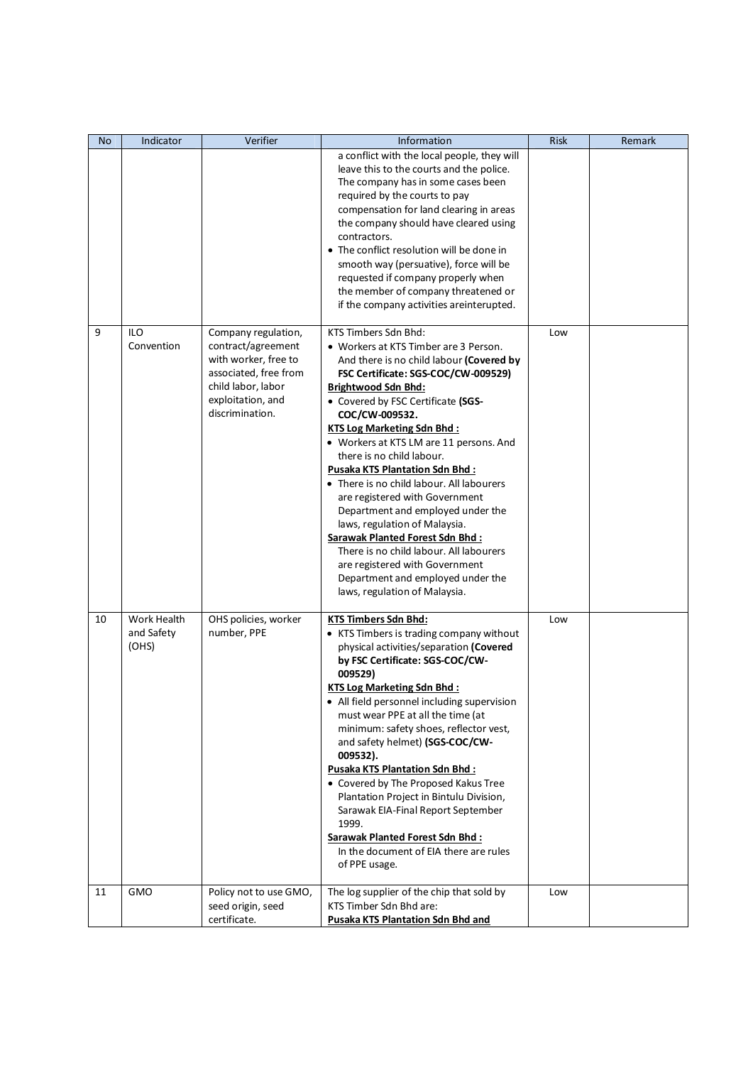| No | Indicator | Verifier | Information | Risk | Remark |
|---|---|---|---|---|---|
| | | | a conflict with the local people, they will leave this to the courts and the police. The company has in some cases been required by the courts to pay compensation for land clearing in areas the company should have cleared using contractors.<br>• The conflict resolution will be done in smooth way (persuative), force will be requested if company properly when the member of company threatened or if the company activities areinterupted. | | |
| 9 | ILO Convention | Company regulation, contract/agreement with worker, free to associated, free from child labor, labor exploitation, and discrimination. | KTS Timbers Sdn Bhd:<br>• Workers at KTS Timber are 3 Person. And there is no child labour **(Covered by FSC Certificate: SGS-COC/CW-009529)**<br>**Brightwood Sdn Bhd:**<br>• Covered by FSC Certificate **(SGS-COC/CW-009532.**<br>**KTS Log Marketing Sdn Bhd :**<br>• Workers at KTS LM are 11 persons. And there is no child labour.<br>**Pusaka KTS Plantation Sdn Bhd :**<br>• There is no child labour. All labourers are registered with Government Department and employed under the laws, regulation of Malaysia.<br>**Sarawak Planted Forest Sdn Bhd :**<br>There is no child labour. All labourers are registered with Government Department and employed under the laws, regulation of Malaysia. | Low | |
| 10 | Work Health and Safety (OHS) | OHS policies, worker number, PPE | **KTS Timbers Sdn Bhd:**<br>• KTS Timbers is trading company without physical activities/separation **(Covered by FSC Certificate: SGS-COC/CW-009529)**<br>**KTS Log Marketing Sdn Bhd :**<br>• All field personnel including supervision must wear PPE at all the time (at minimum: safety shoes, reflector vest, and safety helmet) **(SGS-COC/CW-009532).**<br>**Pusaka KTS Plantation Sdn Bhd :**<br>• Covered by The Proposed Kakus Tree Plantation Project in Bintulu Division, Sarawak EIA-Final Report September 1999.<br>**Sarawak Planted Forest Sdn Bhd :**<br>In the document of EIA there are rules of PPE usage. | Low | |
| 11 | GMO | Policy not to use GMO, seed origin, seed certificate. | The log supplier of the chip that sold by KTS Timber Sdn Bhd are:<br>**Pusaka KTS Plantation Sdn Bhd and** | Low | |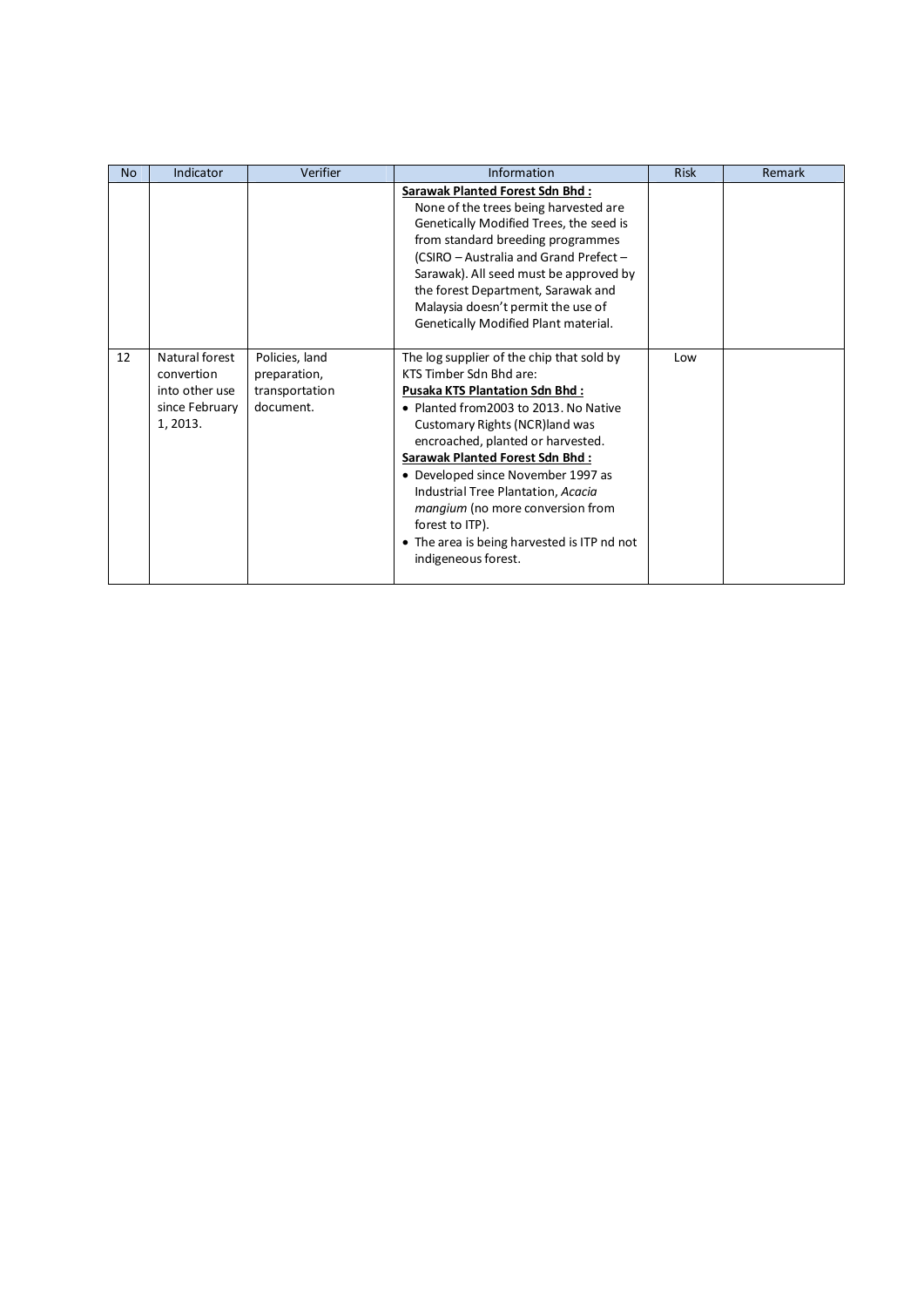| No | Indicator | Verifier | Information | Risk | Remark |
|---|---|---|---|---|---|
| | | | **Sarawak Planted Forest Sdn Bhd :** None of the trees being harvested are Genetically Modified Trees, the seed is from standard breeding programmes (CSIRO – Australia and Grand Prefect – Sarawak). All seed must be approved by the forest Department, Sarawak and Malaysia doesn't permit the use of Genetically Modified Plant material. | | |
| 12 | Natural forest convertion into other use since February 1, 2013. | Policies, land preparation, transportation document. | The log supplier of the chip that sold by KTS Timber Sdn Bhd are: **Pusaka KTS Plantation Sdn Bhd :** • Planted from2003 to 2013. No Native Customary Rights (NCR)land was encroached, planted or harvested. **Sarawak Planted Forest Sdn Bhd :** • Developed since November 1997 as Industrial Tree Plantation, *Acacia mangium* (no more conversion from forest to ITP). • The area is being harvested is ITP nd not indigeneous forest. | Low | |